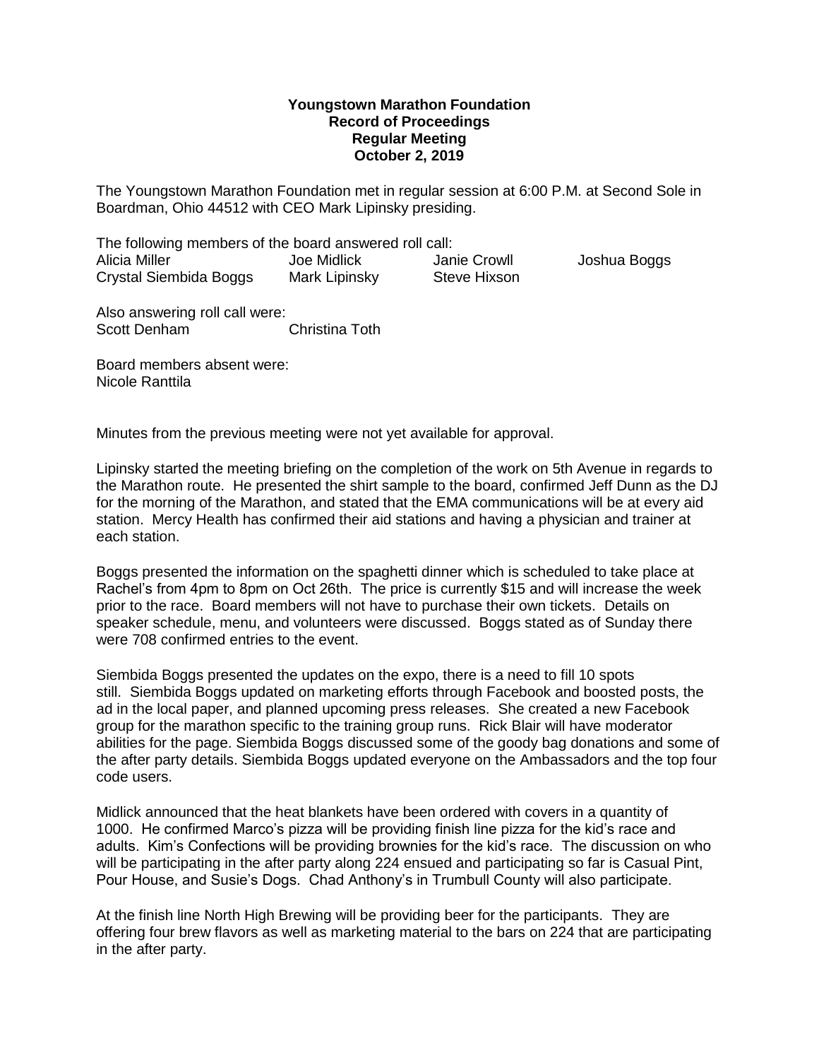**Youngstown Marathon Foundation**
**Record of Proceedings**
**Regular Meeting**
**October 2, 2019**

The Youngstown Marathon Foundation met in regular session at 6:00 P.M. at Second Sole in Boardman, Ohio 44512 with CEO Mark Lipinsky presiding.

The following members of the board answered roll call:

| | | | |
|---|---|---|---|
| Alicia Miller | Joe Midlick | Janie Crowll | Joshua Boggs |
| Crystal Siembida Boggs | Mark Lipinsky | Steve Hixson | |

Also answering roll call were:
Scott Denham Christina Toth

Board members absent were:
Nicole Ranttila

Minutes from the previous meeting were not yet available for approval.

Lipinsky started the meeting briefing on the completion of the work on 5th Avenue in regards to the Marathon route. He presented the shirt sample to the board, confirmed Jeff Dunn as the DJ for the morning of the Marathon, and stated that the EMA communications will be at every aid station. Mercy Health has confirmed their aid stations and having a physician and trainer at each station.

Boggs presented the information on the spaghetti dinner which is scheduled to take place at Rachel's from 4pm to 8pm on Oct 26th. The price is currently $15 and will increase the week prior to the race. Board members will not have to purchase their own tickets. Details on speaker schedule, menu, and volunteers were discussed. Boggs stated as of Sunday there were 708 confirmed entries to the event.

Siembida Boggs presented the updates on the expo, there is a need to fill 10 spots still. Siembida Boggs updated on marketing efforts through Facebook and boosted posts, the ad in the local paper, and planned upcoming press releases. She created a new Facebook group for the marathon specific to the training group runs. Rick Blair will have moderator abilities for the page. Siembida Boggs discussed some of the goody bag donations and some of the after party details. Siembida Boggs updated everyone on the Ambassadors and the top four code users.

Midlick announced that the heat blankets have been ordered with covers in a quantity of 1000. He confirmed Marco's pizza will be providing finish line pizza for the kid's race and adults. Kim's Confections will be providing brownies for the kid's race. The discussion on who will be participating in the after party along 224 ensued and participating so far is Casual Pint, Pour House, and Susie's Dogs. Chad Anthony's in Trumbull County will also participate.

At the finish line North High Brewing will be providing beer for the participants. They are offering four brew flavors as well as marketing material to the bars on 224 that are participating in the after party.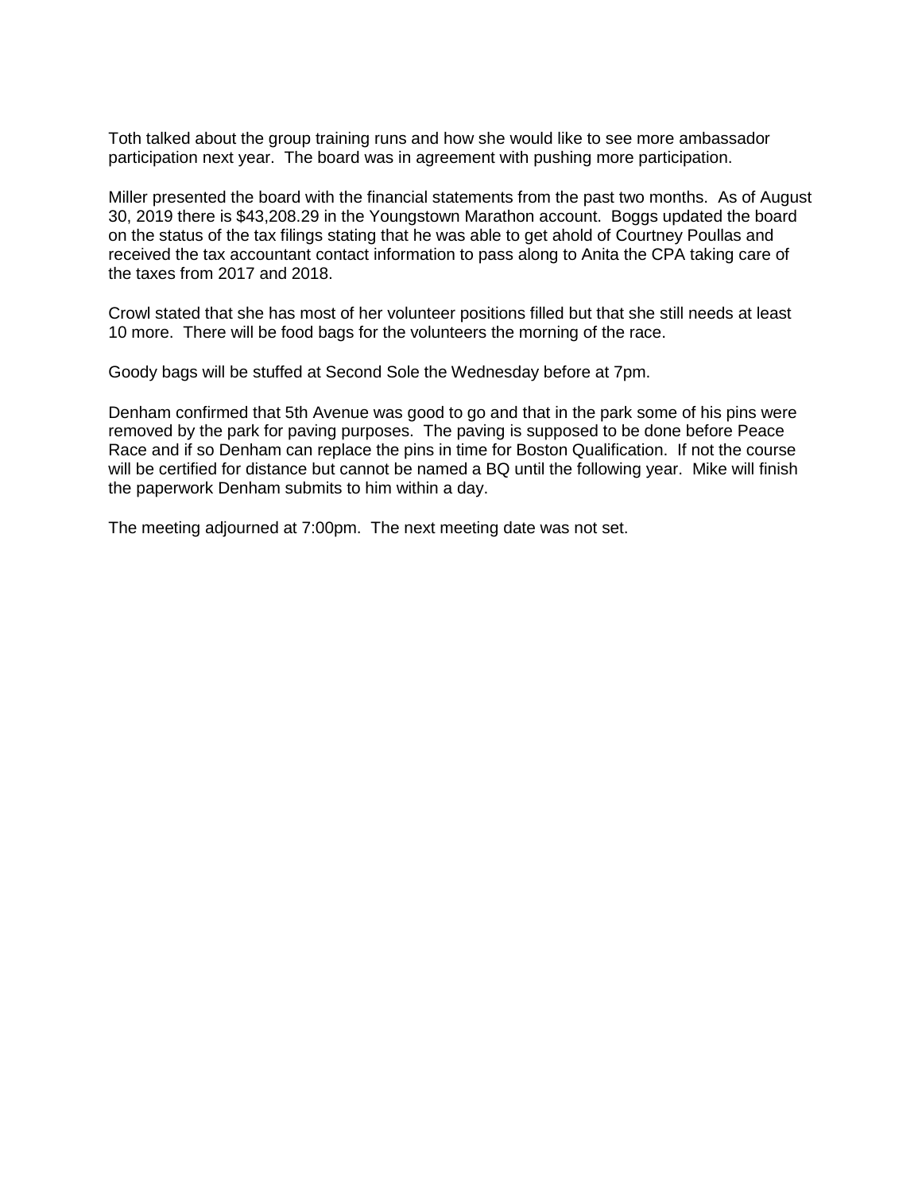Toth talked about the group training runs and how she would like to see more ambassador participation next year. The board was in agreement with pushing more participation.

Miller presented the board with the financial statements from the past two months. As of August 30, 2019 there is $43,208.29 in the Youngstown Marathon account. Boggs updated the board on the status of the tax filings stating that he was able to get ahold of Courtney Poullas and received the tax accountant contact information to pass along to Anita the CPA taking care of the taxes from 2017 and 2018.

Crowl stated that she has most of her volunteer positions filled but that she still needs at least 10 more. There will be food bags for the volunteers the morning of the race.

Goody bags will be stuffed at Second Sole the Wednesday before at 7pm.

Denham confirmed that 5th Avenue was good to go and that in the park some of his pins were removed by the park for paving purposes. The paving is supposed to be done before Peace Race and if so Denham can replace the pins in time for Boston Qualification. If not the course will be certified for distance but cannot be named a BQ until the following year. Mike will finish the paperwork Denham submits to him within a day.

The meeting adjourned at 7:00pm. The next meeting date was not set.